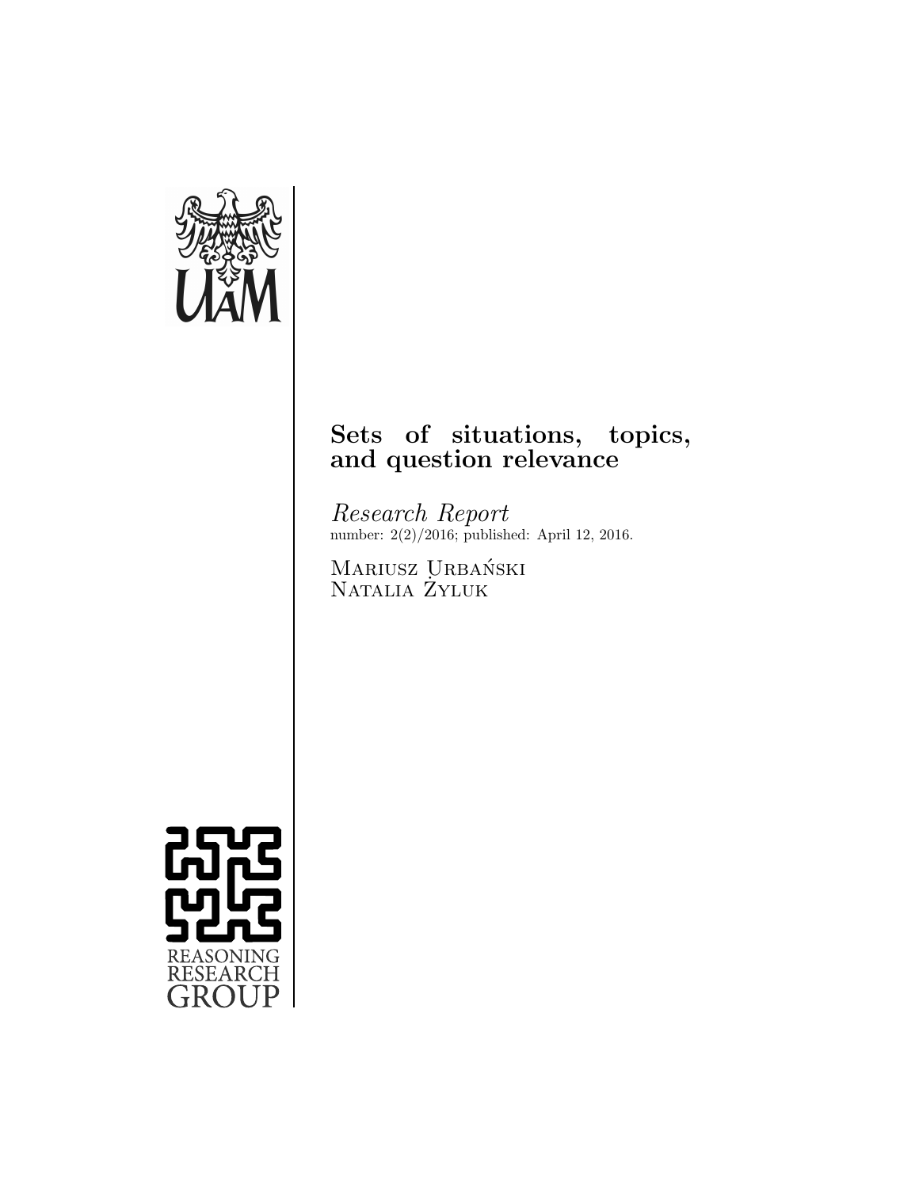# Sets of situations, topics, and question relevance

*Research Report*
number: 2(2)/2016; published: April 12, 2016.

Mariusz Urbański
Natalia Żyluk

REASONING
RESEARCH
GROUP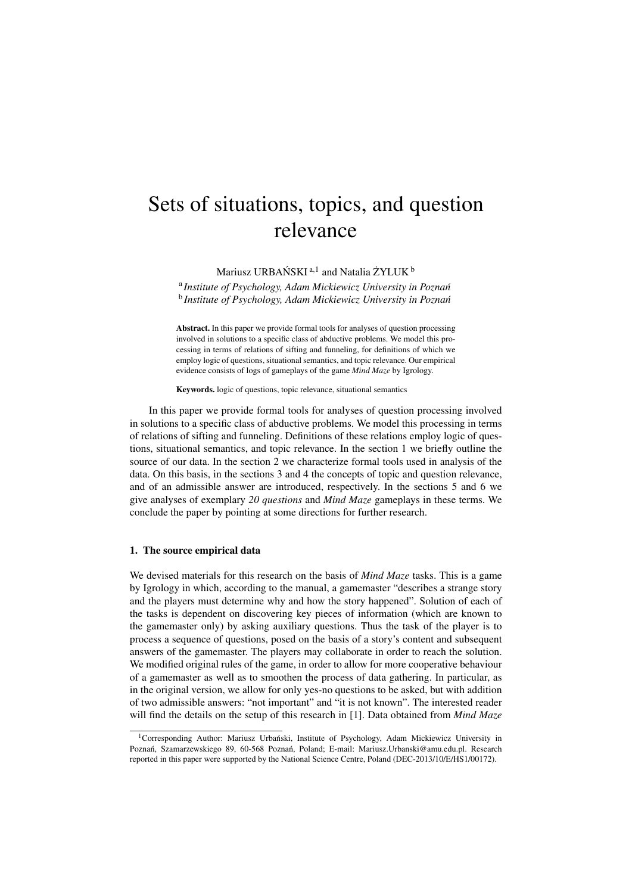# Sets of situations, topics, and question relevance

Mariusz URBAŃSKI [a,1] and Natalia ŻYLUK [b]

[a] *Institute of Psychology, Adam Mickiewicz University in Poznań*
[b] *Institute of Psychology, Adam Mickiewicz University in Poznań*

**Abstract.** In this paper we provide formal tools for analyses of question processing involved in solutions to a specific class of abductive problems. We model this processing in terms of relations of sifting and funneling, for definitions of which we employ logic of questions, situational semantics, and topic relevance. Our empirical evidence consists of logs of gameplays of the game *Mind Maze* by Igrology.

**Keywords.** logic of questions, topic relevance, situational semantics

In this paper we provide formal tools for analyses of question processing involved in solutions to a specific class of abductive problems. We model this processing in terms of relations of sifting and funneling. Definitions of these relations employ logic of questions, situational semantics, and topic relevance. In the section 1 we briefly outline the source of our data. In the section 2 we characterize formal tools used in analysis of the data. On this basis, in the sections 3 and 4 the concepts of topic and question relevance, and of an admissible answer are introduced, respectively. In the sections 5 and 6 we give analyses of exemplary *20 questions* and *Mind Maze* gameplays in these terms. We conclude the paper by pointing at some directions for further research.

## 1. The source empirical data

We devised materials for this research on the basis of *Mind Maze* tasks. This is a game by Igrology in which, according to the manual, a gamemaster "describes a strange story and the players must determine why and how the story happened". Solution of each of the tasks is dependent on discovering key pieces of information (which are known to the gamemaster only) by asking auxiliary questions. Thus the task of the player is to process a sequence of questions, posed on the basis of a story's content and subsequent answers of the gamemaster. The players may collaborate in order to reach the solution. We modified original rules of the game, in order to allow for more cooperative behaviour of a gamemaster as well as to smoothen the process of data gathering. In particular, as in the original version, we allow for only yes-no questions to be asked, but with addition of two admissible answers: "not important" and "it is not known". The interested reader will find the details on the setup of this research in [1]. Data obtained from *Mind Maze*

[1] Corresponding Author: Mariusz Urbański, Institute of Psychology, Adam Mickiewicz University in Poznań, Szamarzewskiego 89, 60-568 Poznań, Poland; E-mail: Mariusz.Urbanski@amu.edu.pl. Research reported in this paper were supported by the National Science Centre, Poland (DEC-2013/10/E/HS1/00172).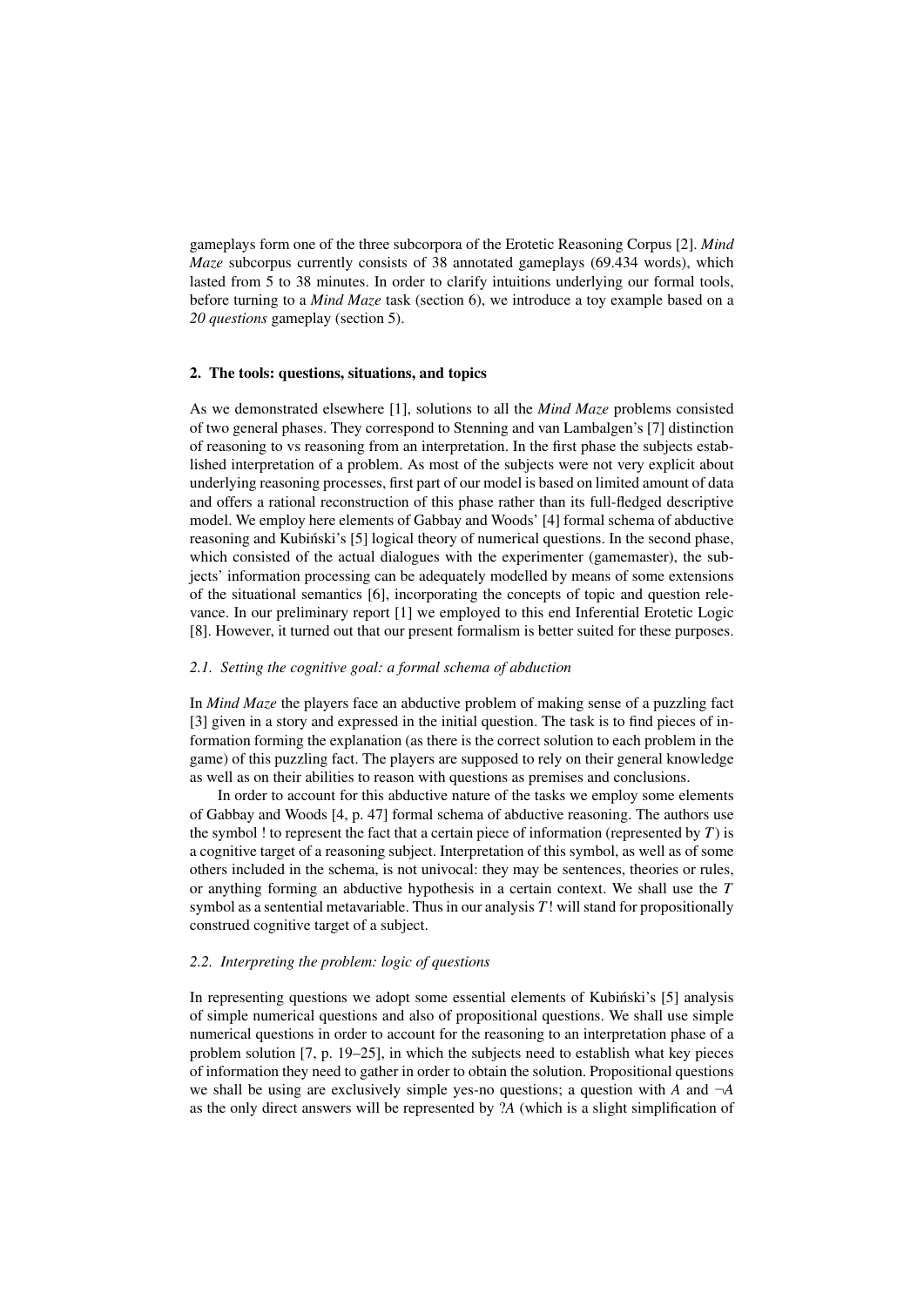gameplays form one of the three subcorpora of the Erotetic Reasoning Corpus [2]. *Mind Maze* subcorpus currently consists of 38 annotated gameplays (69.434 words), which lasted from 5 to 38 minutes. In order to clarify intuitions underlying our formal tools, before turning to a *Mind Maze* task (section 6), we introduce a toy example based on a *20 questions* gameplay (section 5).

## 2. The tools: questions, situations, and topics

As we demonstrated elsewhere [1], solutions to all the *Mind Maze* problems consisted of two general phases. They correspond to Stenning and van Lambalgen's [7] distinction of reasoning to vs reasoning from an interpretation. In the first phase the subjects established interpretation of a problem. As most of the subjects were not very explicit about underlying reasoning processes, first part of our model is based on limited amount of data and offers a rational reconstruction of this phase rather than its full-fledged descriptive model. We employ here elements of Gabbay and Woods' [4] formal schema of abductive reasoning and Kubiński's [5] logical theory of numerical questions. In the second phase, which consisted of the actual dialogues with the experimenter (gamemaster), the subjects' information processing can be adequately modelled by means of some extensions of the situational semantics [6], incorporating the concepts of topic and question relevance. In our preliminary report [1] we employed to this end Inferential Erotetic Logic [8]. However, it turned out that our present formalism is better suited for these purposes.

### *2.1. Setting the cognitive goal: a formal schema of abduction*

In *Mind Maze* the players face an abductive problem of making sense of a puzzling fact [3] given in a story and expressed in the initial question. The task is to find pieces of information forming the explanation (as there is the correct solution to each problem in the game) of this puzzling fact. The players are supposed to rely on their general knowledge as well as on their abilities to reason with questions as premises and conclusions.

In order to account for this abductive nature of the tasks we employ some elements of Gabbay and Woods [4, p. 47] formal schema of abductive reasoning. The authors use the symbol ! to represent the fact that a certain piece of information (represented by $T$) is a cognitive target of a reasoning subject. Interpretation of this symbol, as well as of some others included in the schema, is not univocal: they may be sentences, theories or rules, or anything forming an abductive hypothesis in a certain context. We shall use the $T$ symbol as a sentential metavariable. Thus in our analysis $T!$ will stand for propositionally construed cognitive target of a subject.

### *2.2. Interpreting the problem: logic of questions*

In representing questions we adopt some essential elements of Kubiński's [5] analysis of simple numerical questions and also of propositional questions. We shall use simple numerical questions in order to account for the reasoning to an interpretation phase of a problem solution [7, p. 19–25], in which the subjects need to establish what key pieces of information they need to gather in order to obtain the solution. Propositional questions we shall be using are exclusively simple yes-no questions; a question with $A$ and $\neg A$ as the only direct answers will be represented by $?A$ (which is a slight simplification of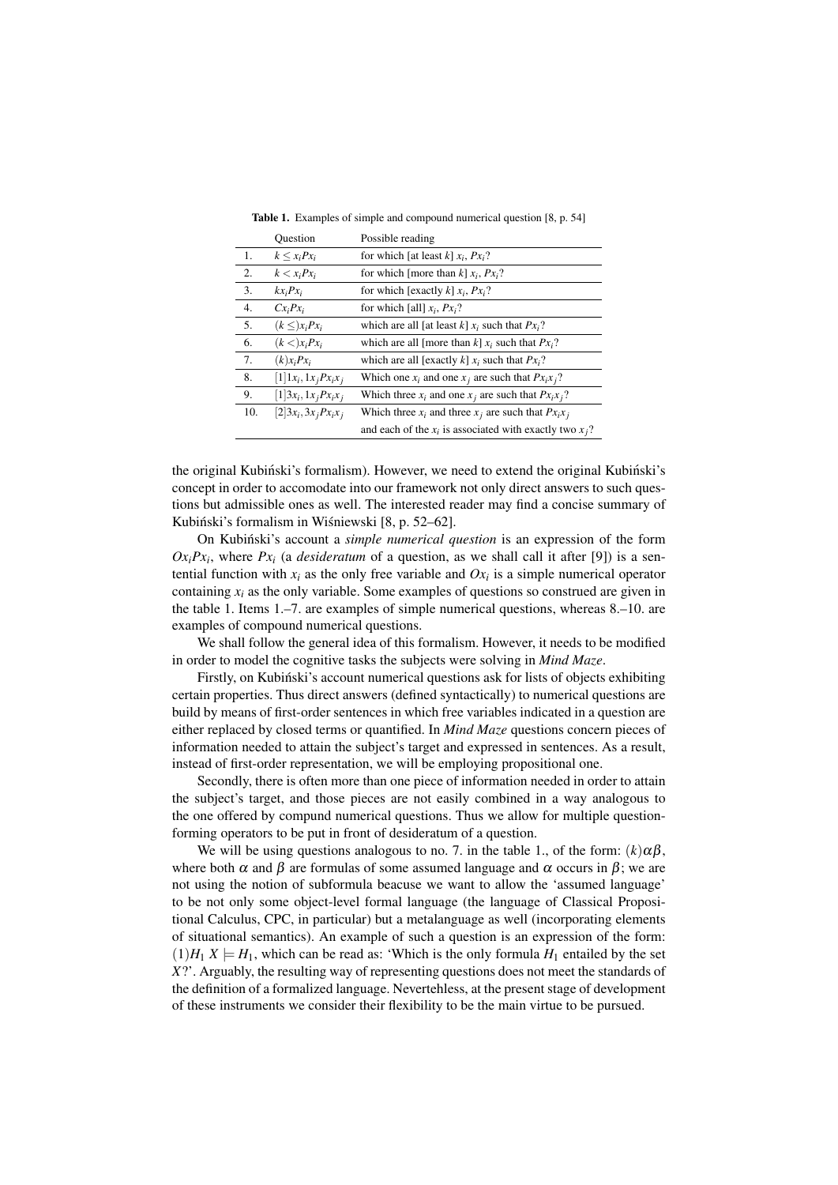**Table 1.** Examples of simple and compound numerical question [8, p. 54]

| | Question | Possible reading |
|---|---|---|
| 1. | $k \leq x_i P x_i$ | for which [at least $k$] $x_i$, $Px_i$? |
| 2. | $k < x_i P x_i$ | for which [more than $k$] $x_i$, $Px_i$? |
| 3. | $k x_i P x_i$ | for which [exactly $k$] $x_i$, $Px_i$? |
| 4. | $C x_i P x_i$ | for which [all] $x_i$, $Px_i$? |
| 5. | $(k \leq) x_i P x_i$ | which are all [at least $k$] $x_i$ such that $Px_i$? |
| 6. | $(k <) x_i P x_i$ | which are all [more than $k$] $x_i$ such that $Px_i$? |
| 7. | $(k) x_i P x_i$ | which are all [exactly $k$] $x_i$ such that $Px_i$? |
| 8. | $[1]1x_i, 1x_j P x_i x_j$ | Which one $x_i$ and one $x_j$ are such that $Px_ix_j$? |
| 9. | $[1]3x_i, 1x_j P x_i x_j$ | Which three $x_i$ and one $x_j$ are such that $Px_ix_j$? |
| 10. | $[2]3x_i, 3x_j P x_i x_j$ | Which three $x_i$ and three $x_j$ are such that $Px_ix_j$ and each of the $x_i$ is associated with exactly two $x_j$? |

the original Kubiński's formalism). However, we need to extend the original Kubiński's concept in order to accomodate into our framework not only direct answers to such questions but admissible ones as well. The interested reader may find a concise summary of Kubiński's formalism in Wiśniewski [8, p. 52–62].

On Kubiński's account a *simple numerical question* is an expression of the form $Ox_iPx_i$, where $Px_i$ (a *desideratum* of a question, as we shall call it after [9]) is a sentential function with $x_i$ as the only free variable and $Ox_i$ is a simple numerical operator containing $x_i$ as the only variable. Some examples of questions so construed are given in the table 1. Items 1.–7. are examples of simple numerical questions, whereas 8.–10. are examples of compound numerical questions.

We shall follow the general idea of this formalism. However, it needs to be modified in order to model the cognitive tasks the subjects were solving in *Mind Maze*.

Firstly, on Kubiński's account numerical questions ask for lists of objects exhibiting certain properties. Thus direct answers (defined syntactically) to numerical questions are build by means of first-order sentences in which free variables indicated in a question are either replaced by closed terms or quantified. In *Mind Maze* questions concern pieces of information needed to attain the subject's target and expressed in sentences. As a result, instead of first-order representation, we will be employing propositional one.

Secondly, there is often more than one piece of information needed in order to attain the subject's target, and those pieces are not easily combined in a way analogous to the one offered by compund numerical questions. Thus we allow for multiple question-forming operators to be put in front of desideratum of a question.

We will be using questions analogous to no. 7. in the table 1., of the form: $(k)\alpha\beta$, where both $\alpha$ and $\beta$ are formulas of some assumed language and $\alpha$ occurs in $\beta$; we are not using the notion of subformula beacuse we want to allow the 'assumed language' to be not only some object-level formal language (the language of Classical Propositional Calculus, CPC, in particular) but a metalanguage as well (incorporating elements of situational semantics). An example of such a question is an expression of the form: $(1)H_1\ X \models H_1$, which can be read as: 'Which is the only formula $H_1$ entailed by the set $X$?'. Arguably, the resulting way of representing questions does not meet the standards of the definition of a formalized language. Nevertehless, at the present stage of development of these instruments we consider their flexibility to be the main virtue to be pursued.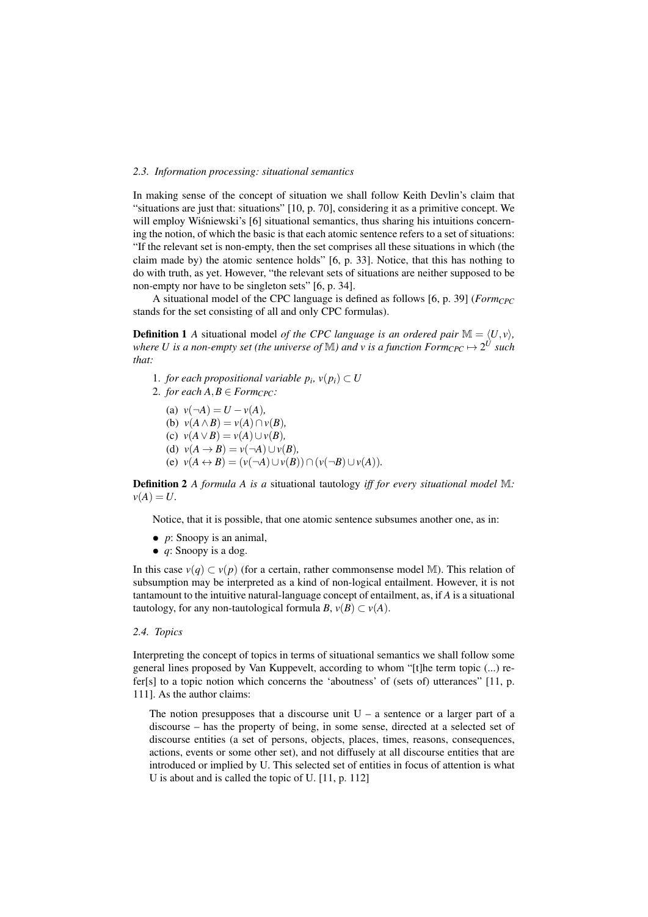### 2.3. Information processing: situational semantics

In making sense of the concept of situation we shall follow Keith Devlin's claim that "situations are just that: situations" [10, p. 70], considering it as a primitive concept. We will employ Wiśniewski's [6] situational semantics, thus sharing his intuitions concerning the notion, of which the basic is that each atomic sentence refers to a set of situations: "If the relevant set is non-empty, then the set comprises all these situations in which (the claim made by) the atomic sentence holds" [6, p. 33]. Notice, that this has nothing to do with truth, as yet. However, "the relevant sets of situations are neither supposed to be non-empty nor have to be singleton sets" [6, p. 34].

A situational model of the CPC language is defined as follows [6, p. 39] ($Form_{CPC}$ stands for the set consisting of all and only CPC formulas).

**Definition 1** *A* situational model *of the CPC language is an ordered pair $\mathbb{M} = \langle U, v \rangle$, where $U$ is a non-empty set (the universe of $\mathbb{M}$) and $v$ is a function $Form_{CPC} \mapsto 2^U$ such that:*

1. *for each propositional variable $p_i$, $v(p_i) \subset U$*
2. *for each $A, B \in Form_{CPC}$:*
   (a) $v(\neg A) = U - v(A)$,
   (b) $v(A \wedge B) = v(A) \cap v(B)$,
   (c) $v(A \vee B) = v(A) \cup v(B)$,
   (d) $v(A \to B) = v(\neg A) \cup v(B)$,
   (e) $v(A \leftrightarrow B) = (v(\neg A) \cup v(B)) \cap (v(\neg B) \cup v(A))$.

**Definition 2** *A formula $A$ is a* situational tautology *iff for every situational model $\mathbb{M}$: $v(A) = U$.*

Notice, that it is possible, that one atomic sentence subsumes another one, as in:

- $p$: Snoopy is an animal,
- $q$: Snoopy is a dog.

In this case $v(q) \subset v(p)$ (for a certain, rather commonsense model $\mathbb{M}$). This relation of subsumption may be interpreted as a kind of non-logical entailment. However, it is not tantamount to the intuitive natural-language concept of entailment, as, if $A$ is a situational tautology, for any non-tautological formula $B$, $v(B) \subset v(A)$.

### 2.4. Topics

Interpreting the concept of topics in terms of situational semantics we shall follow some general lines proposed by Van Kuppevelt, according to whom "[t]he term topic (...) refer[s] to a topic notion which concerns the 'aboutness' of (sets of) utterances" [11, p. 111]. As the author claims:

> The notion presupposes that a discourse unit U – a sentence or a larger part of a discourse – has the property of being, in some sense, directed at a selected set of discourse entities (a set of persons, objects, places, times, reasons, consequences, actions, events or some other set), and not diffusely at all discourse entities that are introduced or implied by U. This selected set of entities in focus of attention is what U is about and is called the topic of U. [11, p. 112]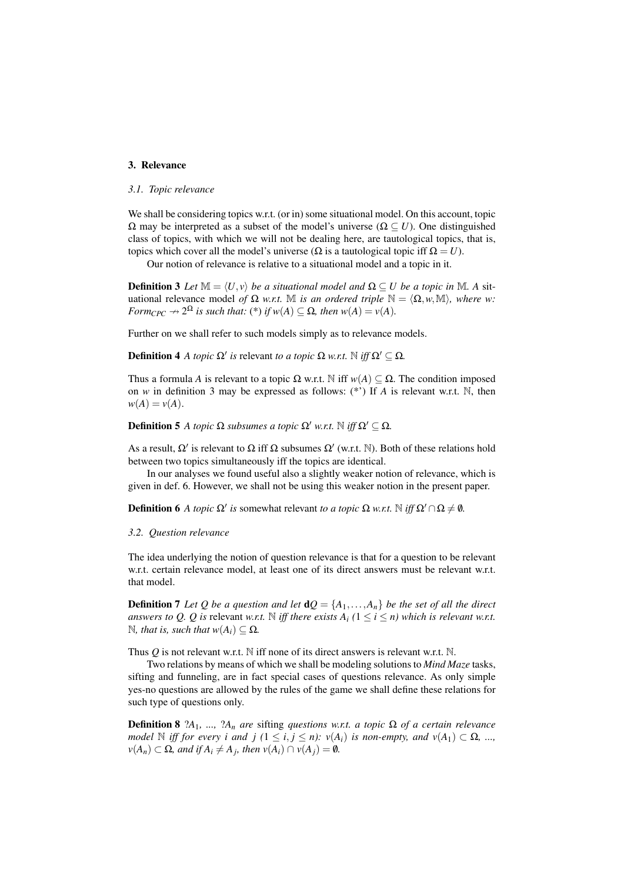## 3. Relevance

### 3.1. Topic relevance

We shall be considering topics w.r.t. (or in) some situational model. On this account, topic $\Omega$ may be interpreted as a subset of the model's universe ($\Omega \subseteq U$). One distinguished class of topics, with which we will not be dealing here, are tautological topics, that is, topics which cover all the model's universe ($\Omega$ is a tautological topic iff $\Omega = U$).

Our notion of relevance is relative to a situational model and a topic in it.

**Definition 3** *Let $\mathbb{M} = \langle U, v\rangle$ be a situational model and $\Omega \subseteq U$ be a topic in $\mathbb{M}$. A* situational relevance model *of $\Omega$ w.r.t. $\mathbb{M}$ is an ordered triple $\mathbb{N} = \langle \Omega, w, \mathbb{M}\rangle$, where $w$: $Form_{CPC} \nrightarrow 2^{\Omega}$ is such that: (\*) if $w(A) \subseteq \Omega$, then $w(A) = v(A)$.*

Further on we shall refer to such models simply as to relevance models.

**Definition 4** *A topic $\Omega'$ is* relevant *to a topic $\Omega$ w.r.t. $\mathbb{N}$ iff $\Omega' \subseteq \Omega$.*

Thus a formula $A$ is relevant to a topic $\Omega$ w.r.t. $\mathbb{N}$ iff $w(A) \subseteq \Omega$. The condition imposed on $w$ in definition 3 may be expressed as follows: (\*') If $A$ is relevant w.r.t. $\mathbb{N}$, then $w(A) = v(A)$.

**Definition 5** *A topic $\Omega$ subsumes a topic $\Omega'$ w.r.t. $\mathbb{N}$ iff $\Omega' \subseteq \Omega$.*

As a result, $\Omega'$ is relevant to $\Omega$ iff $\Omega$ subsumes $\Omega'$ (w.r.t. $\mathbb{N}$). Both of these relations hold between two topics simultaneously iff the topics are identical.

In our analyses we found useful also a slightly weaker notion of relevance, which is given in def. 6. However, we shall not be using this weaker notion in the present paper.

**Definition 6** *A topic $\Omega'$ is* somewhat relevant *to a topic $\Omega$ w.r.t. $\mathbb{N}$ iff $\Omega' \cap \Omega \neq \emptyset$.*

### 3.2. Question relevance

The idea underlying the notion of question relevance is that for a question to be relevant w.r.t. certain relevance model, at least one of its direct answers must be relevant w.r.t. that model.

**Definition 7** *Let $Q$ be a question and let $\mathbf{d}Q = \{A_1, \ldots, A_n\}$ be the set of all the direct answers to $Q$. $Q$ is* relevant *w.r.t. $\mathbb{N}$ iff there exists $A_i$ ($1 \leq i \leq n$) which is relevant w.r.t. $\mathbb{N}$, that is, such that $w(A_i) \subseteq \Omega$.*

Thus $Q$ is not relevant w.r.t. $\mathbb{N}$ iff none of its direct answers is relevant w.r.t. $\mathbb{N}$.

Two relations by means of which we shall be modeling solutions to *Mind Maze* tasks, sifting and funneling, are in fact special cases of questions relevance. As only simple yes-no questions are allowed by the rules of the game we shall define these relations for such type of questions only.

**Definition 8** *$?A_1$, ..., $?A_n$ are* sifting *questions w.r.t. a topic $\Omega$ of a certain relevance model $\mathbb{N}$ iff for every $i$ and $j$ ($1 \leq i, j \leq n$): $v(A_i)$ is non-empty, and $v(A_1) \subset \Omega$, ..., $v(A_n) \subset \Omega$, and if $A_i \neq A_j$, then $v(A_i) \cap v(A_j) = \emptyset$.*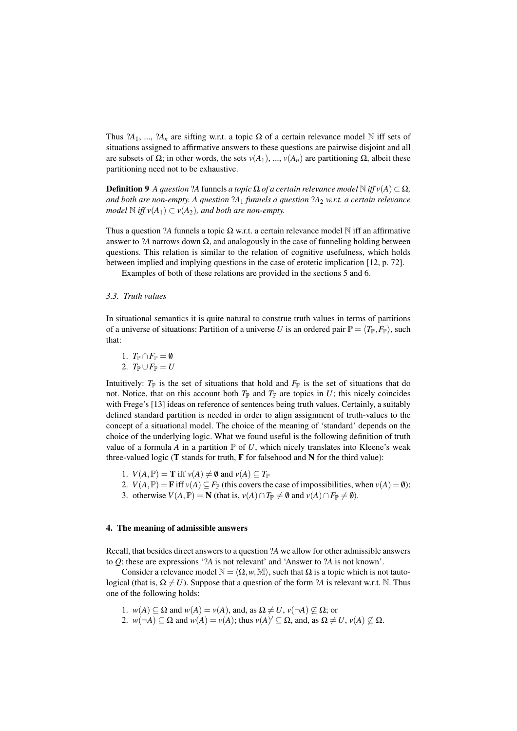Thus $?A_1$, ..., $?A_n$ are sifting w.r.t. a topic $\Omega$ of a certain relevance model $\mathbb{N}$ iff sets of situations assigned to affirmative answers to these questions are pairwise disjoint and all are subsets of $\Omega$; in other words, the sets $v(A_1)$, ..., $v(A_n)$ are partitioning $\Omega$, albeit these partitioning need not to be exhaustive.

**Definition 9** *A question $?A$* funnels *a topic $\Omega$ of a certain relevance model $\mathbb{N}$ iff $v(A) \subset \Omega$, and both are non-empty. A question $?A_1$ funnels a question $?A_2$ w.r.t. a certain relevance model $\mathbb{N}$ iff $v(A_1) \subset v(A_2)$, and both are non-empty.*

Thus a question $?A$ funnels a topic $\Omega$ w.r.t. a certain relevance model $\mathbb{N}$ iff an affirmative answer to $?A$ narrows down $\Omega$, and analogously in the case of funneling holding between questions. This relation is similar to the relation of cognitive usefulness, which holds between implied and implying questions in the case of erotetic implication [12, p. 72].

Examples of both of these relations are provided in the sections 5 and 6.

### 3.3. Truth values

In situational semantics it is quite natural to construe truth values in terms of partitions of a universe of situations: Partition of a universe $U$ is an ordered pair $\mathbb{P} = \langle T_{\mathbb{P}}, F_{\mathbb{P}} \rangle$, such that:

1. $T_{\mathbb{P}} \cap F_{\mathbb{P}} = \emptyset$
2. $T_{\mathbb{P}} \cup F_{\mathbb{P}} = U$

Intuitively: $T_{\mathbb{P}}$ is the set of situations that hold and $F_{\mathbb{P}}$ is the set of situations that do not. Notice, that on this account both $T_{\mathbb{P}}$ and $T_{\mathbb{F}}$ are topics in $U$; this nicely coincides with Frege's [13] ideas on reference of sentences being truth values. Certainly, a suitably defined standard partition is needed in order to align assignment of truth-values to the concept of a situational model. The choice of the meaning of 'standard' depends on the choice of the underlying logic. What we found useful is the following definition of truth value of a formula $A$ in a partition $\mathbb{P}$ of $U$, which nicely translates into Kleene's weak three-valued logic (**T** stands for truth, **F** for falsehood and **N** for the third value):

1. $V(A, \mathbb{P}) = \mathbf{T}$ iff $v(A) \neq \emptyset$ and $v(A) \subseteq T_{\mathbb{P}}$
2. $V(A, \mathbb{P}) = \mathbf{F}$ iff $v(A) \subseteq F_{\mathbb{P}}$ (this covers the case of impossibilities, when $v(A) = \emptyset$);
3. otherwise $V(A, \mathbb{P}) = \mathbf{N}$ (that is, $v(A) \cap T_{\mathbb{P}} \neq \emptyset$ and $v(A) \cap F_{\mathbb{P}} \neq \emptyset$).

## 4. The meaning of admissible answers

Recall, that besides direct answers to a question $?A$ we allow for other admissible answers to $Q$: these are expressions '$?A$ is not relevant' and 'Answer to $?A$ is not known'.

Consider a relevance model $\mathbb{N} = \langle \Omega, w, \mathbb{M} \rangle$, such that $\Omega$ is a topic which is not tautological (that is, $\Omega \neq U$). Suppose that a question of the form $?A$ is relevant w.r.t. $\mathbb{N}$. Thus one of the following holds:

1. $w(A) \subseteq \Omega$ and $w(A) = v(A)$, and, as $\Omega \neq U$, $v(\neg A) \not\subseteq \Omega$; or
2. $w(\neg A) \subseteq \Omega$ and $w(A) = v(A)$; thus $v(A)' \subseteq \Omega$, and, as $\Omega \neq U$, $v(A) \not\subseteq \Omega$.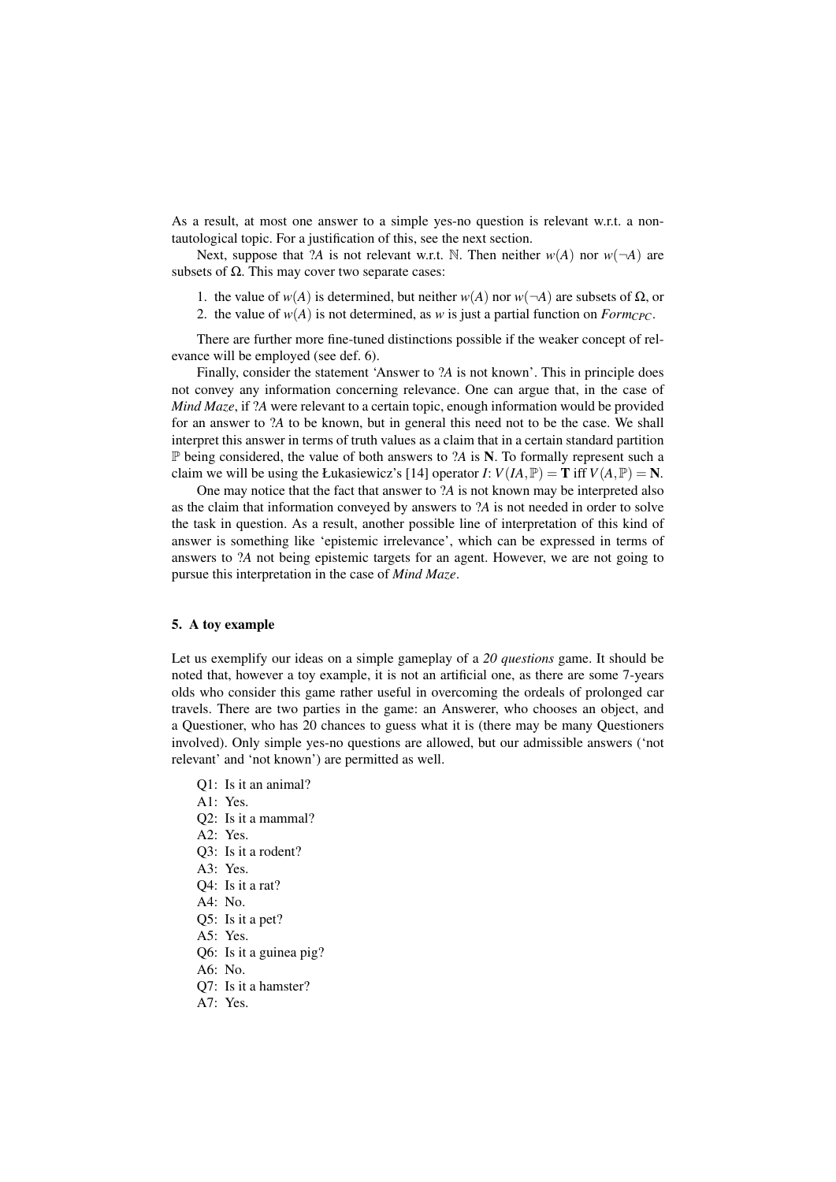As a result, at most one answer to a simple yes-no question is relevant w.r.t. a non-tautological topic. For a justification of this, see the next section.

Next, suppose that $?A$ is not relevant w.r.t. $\mathbb{N}$. Then neither $w(A)$ nor $w(\neg A)$ are subsets of $\Omega$. This may cover two separate cases:

1. the value of $w(A)$ is determined, but neither $w(A)$ nor $w(\neg A)$ are subsets of $\Omega$, or
2. the value of $w(A)$ is not determined, as $w$ is just a partial function on $Form_{CPC}$.

There are further more fine-tuned distinctions possible if the weaker concept of relevance will be employed (see def. 6).

Finally, consider the statement 'Answer to $?A$ is not known'. This in principle does not convey any information concerning relevance. One can argue that, in the case of *Mind Maze*, if $?A$ were relevant to a certain topic, enough information would be provided for an answer to $?A$ to be known, but in general this need not to be the case. We shall interpret this answer in terms of truth values as a claim that in a certain standard partition $\mathbb{P}$ being considered, the value of both answers to $?A$ is **N**. To formally represent such a claim we will be using the Łukasiewicz's [14] operator $I$: $V(IA, \mathbb{P}) = \mathbf{T}$ iff $V(A, \mathbb{P}) = \mathbf{N}$.

One may notice that the fact that answer to $?A$ is not known may be interpreted also as the claim that information conveyed by answers to $?A$ is not needed in order to solve the task in question. As a result, another possible line of interpretation of this kind of answer is something like 'epistemic irrelevance', which can be expressed in terms of answers to $?A$ not being epistemic targets for an agent. However, we are not going to pursue this interpretation in the case of *Mind Maze*.

## 5. A toy example

Let us exemplify our ideas on a simple gameplay of a *20 questions* game. It should be noted that, however a toy example, it is not an artificial one, as there are some 7-years olds who consider this game rather useful in overcoming the ordeals of prolonged car travels. There are two parties in the game: an Answerer, who chooses an object, and a Questioner, who has 20 chances to guess what it is (there may be many Questioners involved). Only simple yes-no questions are allowed, but our admissible answers ('not relevant' and 'not known') are permitted as well.

Q1: Is it an animal?
A1: Yes.
Q2: Is it a mammal?
A2: Yes.
Q3: Is it a rodent?
A3: Yes.
Q4: Is it a rat?
A4: No.
Q5: Is it a pet?
A5: Yes.
Q6: Is it a guinea pig?
A6: No.
Q7: Is it a hamster?
A7: Yes.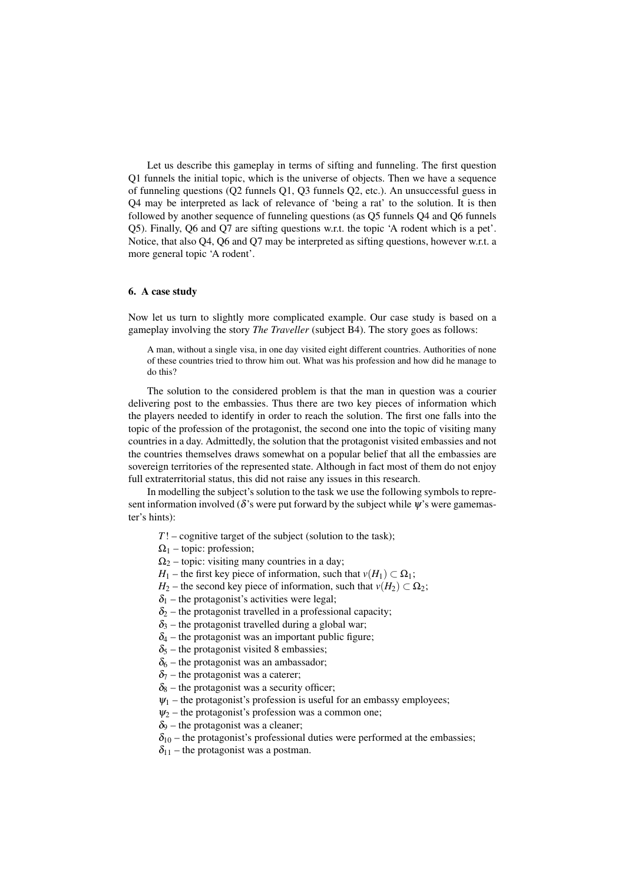Let us describe this gameplay in terms of sifting and funneling. The first question Q1 funnels the initial topic, which is the universe of objects. Then we have a sequence of funneling questions (Q2 funnels Q1, Q3 funnels Q2, etc.). An unsuccessful guess in Q4 may be interpreted as lack of relevance of 'being a rat' to the solution. It is then followed by another sequence of funneling questions (as Q5 funnels Q4 and Q6 funnels Q5). Finally, Q6 and Q7 are sifting questions w.r.t. the topic 'A rodent which is a pet'. Notice, that also Q4, Q6 and Q7 may be interpreted as sifting questions, however w.r.t. a more general topic 'A rodent'.

## 6. A case study

Now let us turn to slightly more complicated example. Our case study is based on a gameplay involving the story *The Traveller* (subject B4). The story goes as follows:

> A man, without a single visa, in one day visited eight different countries. Authorities of none of these countries tried to throw him out. What was his profession and how did he manage to do this?

The solution to the considered problem is that the man in question was a courier delivering post to the embassies. Thus there are two key pieces of information which the players needed to identify in order to reach the solution. The first one falls into the topic of the profession of the protagonist, the second one into the topic of visiting many countries in a day. Admittedly, the solution that the protagonist visited embassies and not the countries themselves draws somewhat on a popular belief that all the embassies are sovereign territories of the represented state. Although in fact most of them do not enjoy full extraterritorial status, this did not raise any issues in this research.

In modelling the subject's solution to the task we use the following symbols to represent information involved ($\delta$'s were put forward by the subject while $\psi$'s were gamemaster's hints):

- $T!$ – cognitive target of the subject (solution to the task);
- $\Omega_1$ – topic: profession;
- $\Omega_2$ – topic: visiting many countries in a day;
- $H_1$ – the first key piece of information, such that $v(H_1) \subset \Omega_1$;
- $H_2$ – the second key piece of information, such that $v(H_2) \subset \Omega_2$;
- $\delta_1$ – the protagonist's activities were legal;
- $\delta_2$ – the protagonist travelled in a professional capacity;
- $\delta_3$ – the protagonist travelled during a global war;
- $\delta_4$ – the protagonist was an important public figure;
- $\delta_5$ – the protagonist visited 8 embassies;
- $\delta_6$ – the protagonist was an ambassador;
- $\delta_7$ – the protagonist was a caterer;
- $\delta_8$ – the protagonist was a security officer;
- $\psi_1$ – the protagonist's profession is useful for an embassy employees;
- $\psi_2$ – the protagonist's profession was a common one;
- $\delta_9$ – the protagonist was a cleaner;
- $\delta_{10}$ – the protagonist's professional duties were performed at the embassies;
- $\delta_{11}$ – the protagonist was a postman.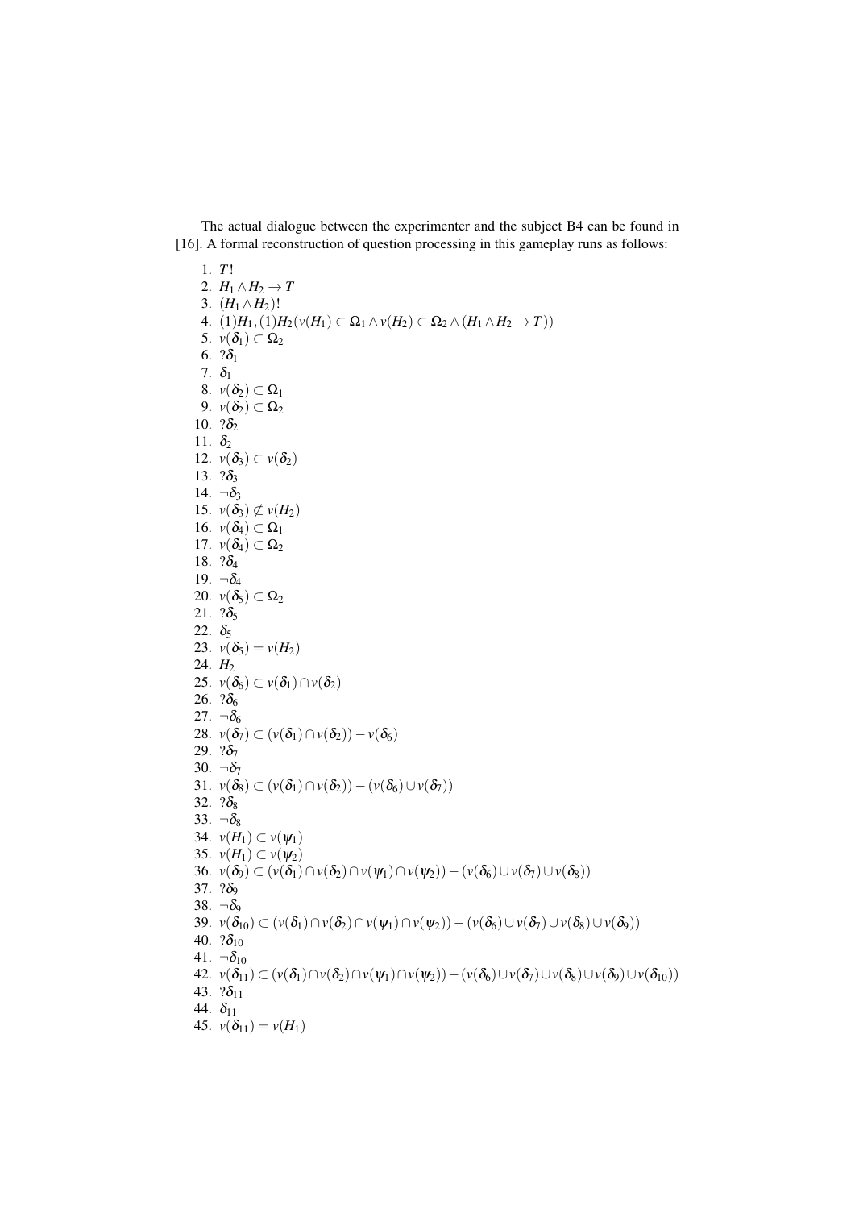The actual dialogue between the experimenter and the subject B4 can be found in [16]. A formal reconstruction of question processing in this gameplay runs as follows:

1. $T!$
2. $H_1 \wedge H_2 \rightarrow T$
3. $(H_1 \wedge H_2)!$
4. $(1)H_1, (1)H_2(v(H_1) \subset \Omega_1 \wedge v(H_2) \subset \Omega_2 \wedge (H_1 \wedge H_2 \rightarrow T))$
5. $v(\delta_1) \subset \Omega_2$
6. $?\delta_1$
7. $\delta_1$
8. $v(\delta_2) \subset \Omega_1$
9. $v(\delta_2) \subset \Omega_2$
10. $?\delta_2$
11. $\delta_2$
12. $v(\delta_3) \subset v(\delta_2)$
13. $?\delta_3$
14. $\neg\delta_3$
15. $v(\delta_3) \not\subset v(H_2)$
16. $v(\delta_4) \subset \Omega_1$
17. $v(\delta_4) \subset \Omega_2$
18. $?\delta_4$
19. $\neg\delta_4$
20. $v(\delta_5) \subset \Omega_2$
21. $?\delta_5$
22. $\delta_5$
23. $v(\delta_5) = v(H_2)$
24. $H_2$
25. $v(\delta_6) \subset v(\delta_1) \cap v(\delta_2)$
26. $?\delta_6$
27. $\neg\delta_6$
28. $v(\delta_7) \subset (v(\delta_1) \cap v(\delta_2)) - v(\delta_6)$
29. $?\delta_7$
30. $\neg\delta_7$
31. $v(\delta_8) \subset (v(\delta_1) \cap v(\delta_2)) - (v(\delta_6) \cup v(\delta_7))$
32. $?\delta_8$
33. $\neg\delta_8$
34. $v(H_1) \subset v(\psi_1)$
35. $v(H_1) \subset v(\psi_2)$
36. $v(\delta_9) \subset (v(\delta_1) \cap v(\delta_2) \cap v(\psi_1) \cap v(\psi_2)) - (v(\delta_6) \cup v(\delta_7) \cup v(\delta_8))$
37. $?\delta_9$
38. $\neg\delta_9$
39. $v(\delta_{10}) \subset (v(\delta_1) \cap v(\delta_2) \cap v(\psi_1) \cap v(\psi_2)) - (v(\delta_6) \cup v(\delta_7) \cup v(\delta_8) \cup v(\delta_9))$
40. $?\delta_{10}$
41. $\neg\delta_{10}$
42. $v(\delta_{11}) \subset (v(\delta_1) \cap v(\delta_2) \cap v(\psi_1) \cap v(\psi_2)) - (v(\delta_6) \cup v(\delta_7) \cup v(\delta_8) \cup v(\delta_9) \cup v(\delta_{10}))$
43. $?\delta_{11}$
44. $\delta_{11}$
45. $v(\delta_{11}) = v(H_1)$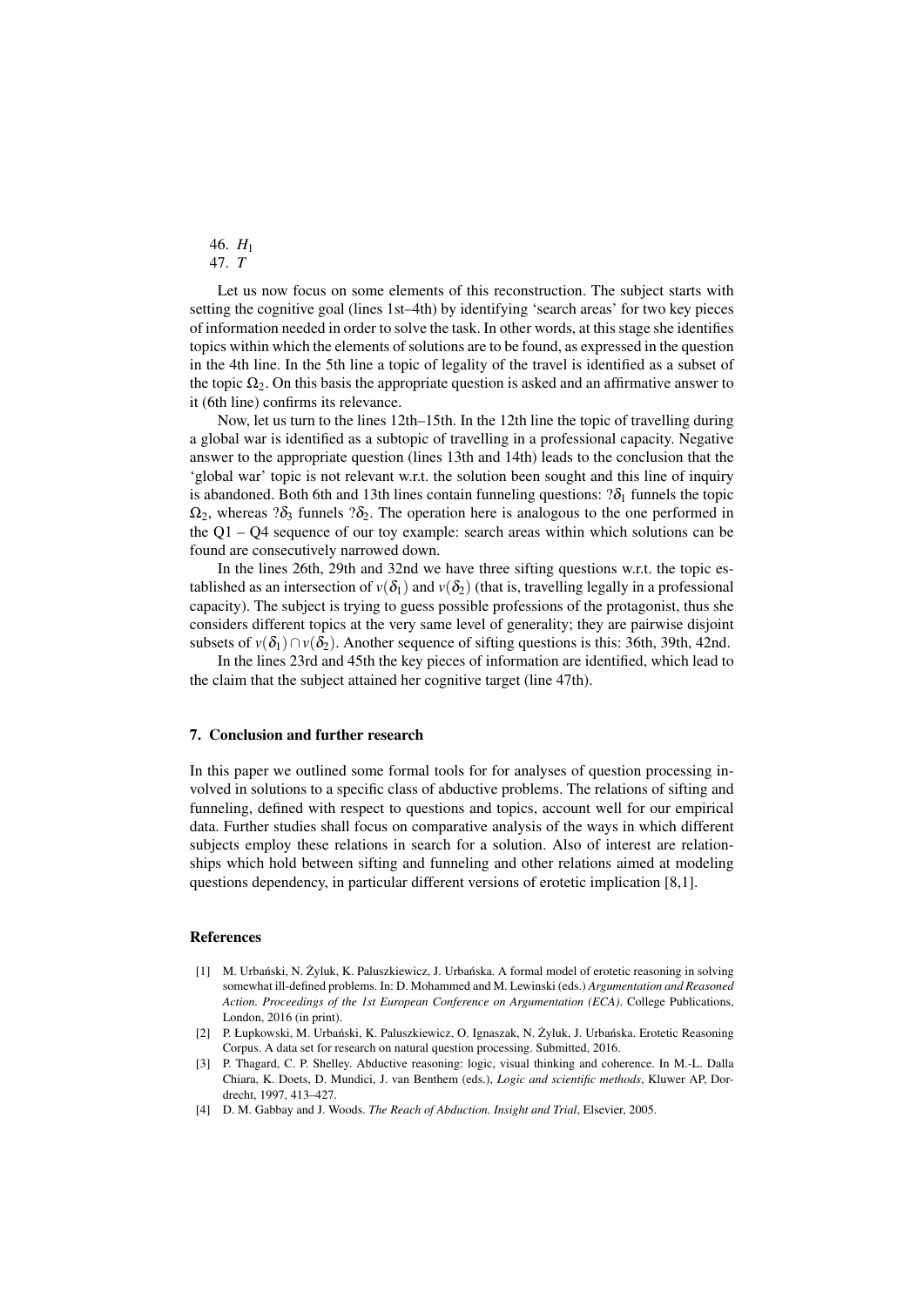46. $H_1$
47. $T$

Let us now focus on some elements of this reconstruction. The subject starts with setting the cognitive goal (lines 1st–4th) by identifying 'search areas' for two key pieces of information needed in order to solve the task. In other words, at this stage she identifies topics within which the elements of solutions are to be found, as expressed in the question in the 4th line. In the 5th line a topic of legality of the travel is identified as a subset of the topic $\Omega_2$. On this basis the appropriate question is asked and an affirmative answer to it (6th line) confirms its relevance.

Now, let us turn to the lines 12th–15th. In the 12th line the topic of travelling during a global war is identified as a subtopic of travelling in a professional capacity. Negative answer to the appropriate question (lines 13th and 14th) leads to the conclusion that the 'global war' topic is not relevant w.r.t. the solution been sought and this line of inquiry is abandoned. Both 6th and 13th lines contain funneling questions: $?\delta_1$ funnels the topic $\Omega_2$, whereas $?\delta_3$ funnels $?\delta_2$. The operation here is analogous to the one performed in the Q1 – Q4 sequence of our toy example: search areas within which solutions can be found are consecutively narrowed down.

In the lines 26th, 29th and 32nd we have three sifting questions w.r.t. the topic established as an intersection of $v(\delta_1)$ and $v(\delta_2)$ (that is, travelling legally in a professional capacity). The subject is trying to guess possible professions of the protagonist, thus she considers different topics at the very same level of generality; they are pairwise disjoint subsets of $v(\delta_1) \cap v(\delta_2)$. Another sequence of sifting questions is this: 36th, 39th, 42nd.

In the lines 23rd and 45th the key pieces of information are identified, which lead to the claim that the subject attained her cognitive target (line 47th).

## 7. Conclusion and further research

In this paper we outlined some formal tools for for analyses of question processing involved in solutions to a specific class of abductive problems. The relations of sifting and funneling, defined with respect to questions and topics, account well for our empirical data. Further studies shall focus on comparative analysis of the ways in which different subjects employ these relations in search for a solution. Also of interest are relationships which hold between sifting and funneling and other relations aimed at modeling questions dependency, in particular different versions of erotetic implication [8,1].

## References

[1] M. Urbański, N. Żyluk, K. Paluszkiewicz, J. Urbańska. A formal model of erotetic reasoning in solving somewhat ill-defined problems. In: D. Mohammed and M. Lewinski (eds.) *Argumentation and Reasoned Action. Proceedings of the 1st European Conference on Argumentation (ECA)*. College Publications, London, 2016 (in print).

[2] P. Łupkowski, M. Urbański, K. Paluszkiewicz, O. Ignaszak, N. Żyluk, J. Urbańska. Erotetic Reasoning Corpus. A data set for research on natural question processing. Submitted, 2016.

[3] P. Thagard, C. P. Shelley. Abductive reasoning: logic, visual thinking and coherence. In M.-L. Dalla Chiara, K. Doets, D. Mundici, J. van Benthem (eds.), *Logic and scientific methods*, Kluwer AP, Dordrecht, 1997, 413–427.

[4] D. M. Gabbay and J. Woods. *The Reach of Abduction. Insight and Trial*, Elsevier, 2005.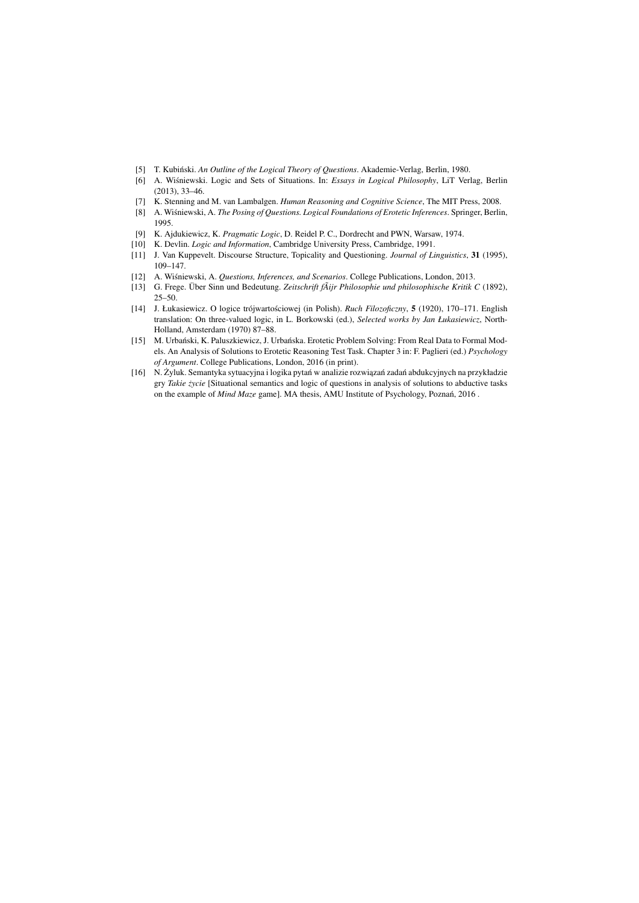- [5] T. Kubiński. *An Outline of the Logical Theory of Questions*. Akademie-Verlag, Berlin, 1980.
- [6] A. Wiśniewski. Logic and Sets of Situations. In: *Essays in Logical Philosophy*, LiT Verlag, Berlin (2013), 33–46.
- [7] K. Stenning and M. van Lambalgen. *Human Reasoning and Cognitive Science*, The MIT Press, 2008.
- [8] A. Wiśniewski, A. *The Posing of Questions. Logical Foundations of Erotetic Inferences*. Springer, Berlin, 1995.
- [9] K. Ajdukiewicz, K. *Pragmatic Logic*, D. Reidel P. C., Dordrecht and PWN, Warsaw, 1974.
- [10] K. Devlin. *Logic and Information*, Cambridge University Press, Cambridge, 1991.
- [11] J. Van Kuppevelt. Discourse Structure, Topicality and Questioning. *Journal of Linguistics*, **31** (1995), 109–147.
- [12] A. Wiśniewski, A. *Questions, Inferences, and Scenarios*. College Publications, London, 2013.
- [13] G. Frege. Über Sinn und Bedeutung. *Zeitschrift fÃijr Philosophie und philosophische Kritik C* (1892), 25–50.
- [14] J. Łukasiewicz. O logice trójwartościowej (in Polish). *Ruch Filozoficzny*, **5** (1920), 170–171. English translation: On three-valued logic, in L. Borkowski (ed.), *Selected works by Jan Łukasiewicz*, North-Holland, Amsterdam (1970) 87–88.
- [15] M. Urbański, K. Paluszkiewicz, J. Urbańska. Erotetic Problem Solving: From Real Data to Formal Models. An Analysis of Solutions to Erotetic Reasoning Test Task. Chapter 3 in: F. Paglieri (ed.) *Psychology of Argument*. College Publications, London, 2016 (in print).
- [16] N. Żyluk. Semantyka sytuacyjna i logika pytań w analizie rozwiązań zadań abdukcyjnych na przykładzie gry *Takie życie* [Situational semantics and logic of questions in analysis of solutions to abductive tasks on the example of *Mind Maze* game]. MA thesis, AMU Institute of Psychology, Poznań, 2016 .